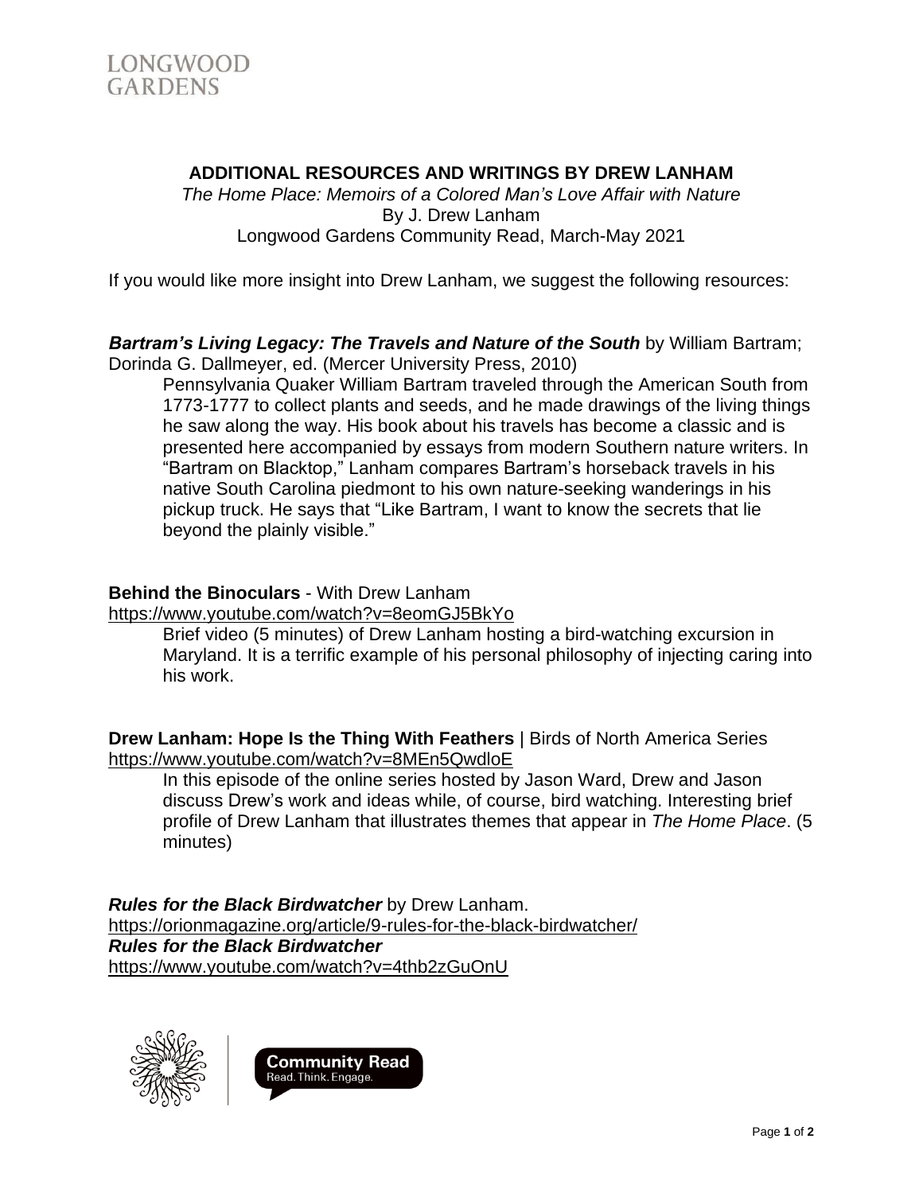LONGWOOD GARDENS

## ADDITIONAL RESOURCES AND WRITINGS BY DREW LANHAM

*The Home Place: Memoirs of a Colored Man's Love Affair with Nature*
By J. Drew Lanham
Longwood Gardens Community Read, March-May 2021

If you would like more insight into Drew Lanham, we suggest the following resources:

***Bartram's Living Legacy: The Travels and Nature of the South*** by William Bartram; Dorinda G. Dallmeyer, ed. (Mercer University Press, 2010)

Pennsylvania Quaker William Bartram traveled through the American South from 1773-1777 to collect plants and seeds, and he made drawings of the living things he saw along the way. His book about his travels has become a classic and is presented here accompanied by essays from modern Southern nature writers. In "Bartram on Blacktop," Lanham compares Bartram's horseback travels in his native South Carolina piedmont to his own nature-seeking wanderings in his pickup truck. He says that "Like Bartram, I want to know the secrets that lie beyond the plainly visible."

**Behind the Binoculars** - With Drew Lanham
https://www.youtube.com/watch?v=8eomGJ5BkYo

Brief video (5 minutes) of Drew Lanham hosting a bird-watching excursion in Maryland. It is a terrific example of his personal philosophy of injecting caring into his work.

**Drew Lanham: Hope Is the Thing With Feathers** | Birds of North America Series
https://www.youtube.com/watch?v=8MEn5QwdloE

In this episode of the online series hosted by Jason Ward, Drew and Jason discuss Drew's work and ideas while, of course, bird watching. Interesting brief profile of Drew Lanham that illustrates themes that appear in *The Home Place*. (5 minutes)

***Rules for the Black Birdwatcher*** by Drew Lanham.
https://orionmagazine.org/article/9-rules-for-the-black-birdwatcher/
***Rules for the Black Birdwatcher***
https://www.youtube.com/watch?v=4thb2zGuOnU

Community Read
Read. Think. Engage.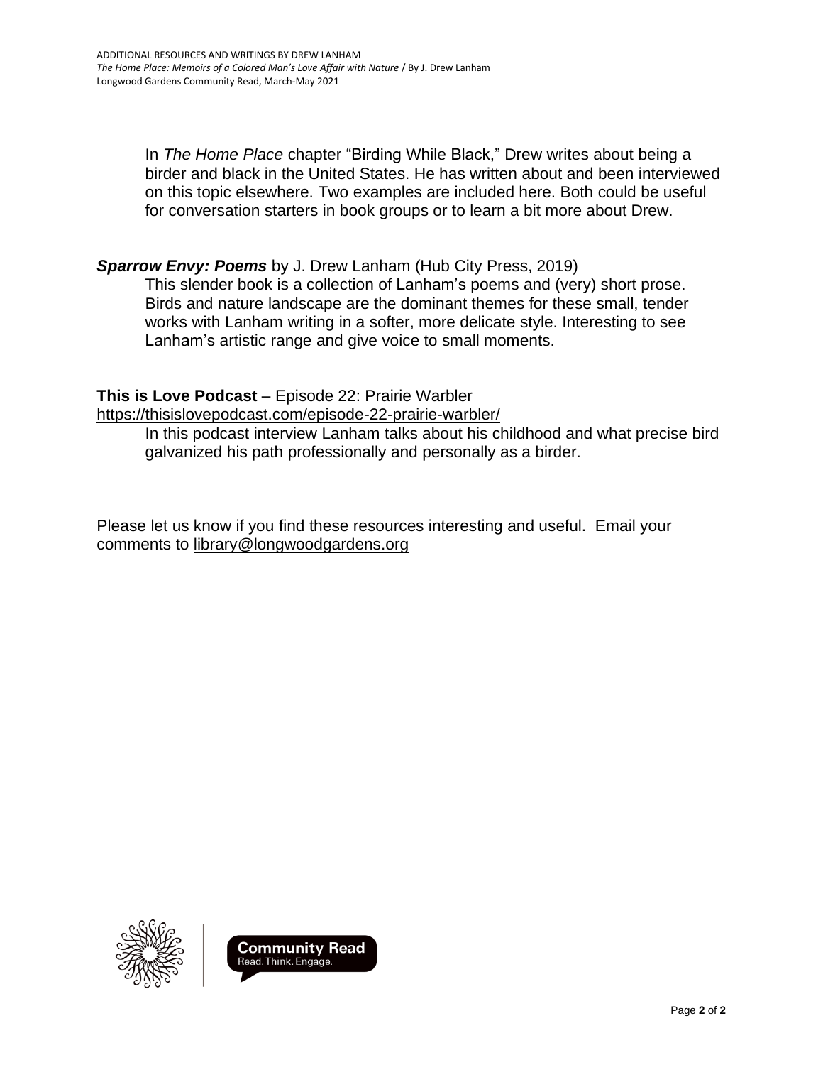In *The Home Place* chapter "Birding While Black," Drew writes about being a birder and black in the United States. He has written about and been interviewed on this topic elsewhere. Two examples are included here. Both could be useful for conversation starters in book groups or to learn a bit more about Drew.

***Sparrow Envy: Poems*** by J. Drew Lanham (Hub City Press, 2019)

This slender book is a collection of Lanham's poems and (very) short prose. Birds and nature landscape are the dominant themes for these small, tender works with Lanham writing in a softer, more delicate style. Interesting to see Lanham's artistic range and give voice to small moments.

**This is Love Podcast** – Episode 22: Prairie Warbler
https://thisislovepodcast.com/episode-22-prairie-warbler/

In this podcast interview Lanham talks about his childhood and what precise bird galvanized his path professionally and personally as a birder.

Please let us know if you find these resources interesting and useful. Email your comments to library@longwoodgardens.org